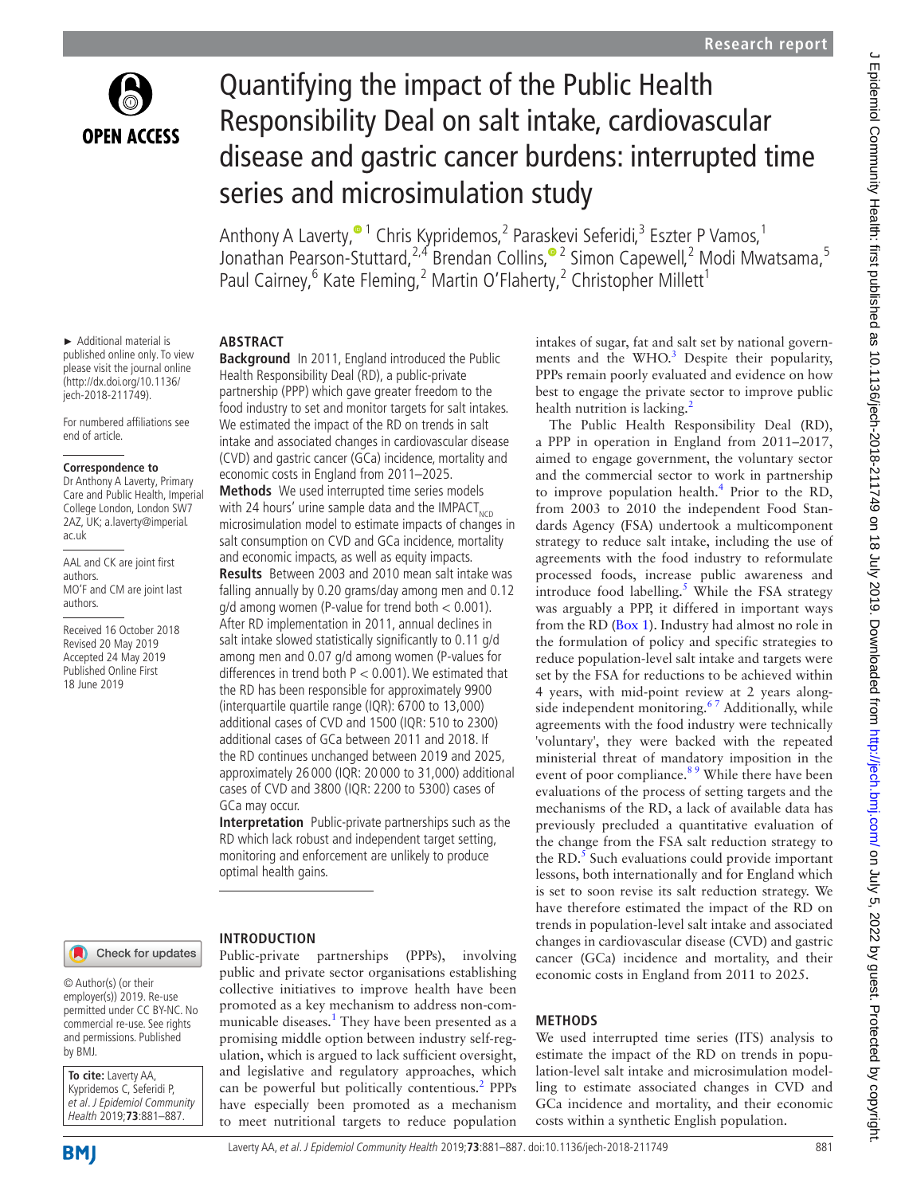# Quantifying the impact of the Public Health Responsibility Deal on salt intake, cardiovascular disease and gastric cancer burdens: interrupted time series and microsimulation study

Anthony A Laverty,[1] Chris Kypridemos,[2] Paraskevi Seferidi,[3] Eszter P Vamos,[1] Jonathan Pearson-Stuttard,[2,4] Brendan Collins,[2] Simon Capewell,[2] Modi Mwatsama,[5] Paul Cairney,[6] Kate Fleming,[2] Martin O'Flaherty,[2] Christopher Millett[1]

► Additional material is published online only. To view please visit the journal online (http://dx.doi.org/10.1136/jech-2018-211749).

For numbered affiliations see end of article.

**Correspondence to** Dr Anthony A Laverty, Primary Care and Public Health, Imperial College London, London SW7 2AZ, UK; a.laverty@imperial.ac.uk

AAL and CK are joint first authors.
MO'F and CM are joint last authors.

Received 16 October 2018
Revised 20 May 2019
Accepted 24 May 2019
Published Online First 18 June 2019

© Author(s) (or their employer(s)) 2019. Re-use permitted under CC BY-NC. No commercial re-use. See rights and permissions. Published by BMJ.

**To cite:** Laverty AA, Kypridemos C, Seferidi P, *et al. J Epidemiol Community Health* 2019;**73**:881–887.

## ABSTRACT

**Background** In 2011, England introduced the Public Health Responsibility Deal (RD), a public-private partnership (PPP) which gave greater freedom to the food industry to set and monitor targets for salt intakes. We estimated the impact of the RD on trends in salt intake and associated changes in cardiovascular disease (CVD) and gastric cancer (GCa) incidence, mortality and economic costs in England from 2011–2025.

**Methods** We used interrupted time series models with 24 hours' urine sample data and the IMPACT$_{NCD}$ microsimulation model to estimate impacts of changes in salt consumption on CVD and GCa incidence, mortality and economic impacts, as well as equity impacts.

**Results** Between 2003 and 2010 mean salt intake was falling annually by 0.20 grams/day among men and 0.12 g/d among women (P-value for trend both < 0.001). After RD implementation in 2011, annual declines in salt intake slowed statistically significantly to 0.11 g/d among men and 0.07 g/d among women (P-values for differences in trend both P < 0.001). We estimated that the RD has been responsible for approximately 9900 (interquartile quartile range (IQR): 6700 to 13,000) additional cases of CVD and 1500 (IQR: 510 to 2300) additional cases of GCa between 2011 and 2018. If the RD continues unchanged between 2019 and 2025, approximately 26 000 (IQR: 20 000 to 31,000) additional cases of CVD and 3800 (IQR: 2200 to 5300) cases of GCa may occur.

**Interpretation** Public-private partnerships such as the RD which lack robust and independent target setting, monitoring and enforcement are unlikely to produce optimal health gains.

## INTRODUCTION

Public-private partnerships (PPPs), involving public and private sector organisations establishing collective initiatives to improve health have been promoted as a key mechanism to address non-communicable diseases.[1] They have been presented as a promising middle option between industry self-regulation, which is argued to lack sufficient oversight, and legislative and regulatory approaches, which can be powerful but politically contentious.[2] PPPs have especially been promoted as a mechanism to meet nutritional targets to reduce population intakes of sugar, fat and salt set by national governments and the WHO.[3] Despite their popularity, PPPs remain poorly evaluated and evidence on how best to engage the private sector to improve public health nutrition is lacking.[2]

The Public Health Responsibility Deal (RD), a PPP in operation in England from 2011–2017, aimed to engage government, the voluntary sector and the commercial sector to work in partnership to improve population health.[4] Prior to the RD, from 2003 to 2010 the independent Food Standards Agency (FSA) undertook a multicomponent strategy to reduce salt intake, including the use of agreements with the food industry to reformulate processed foods, increase public awareness and introduce food labelling.[5] While the FSA strategy was arguably a PPP, it differed in important ways from the RD (Box 1). Industry had almost no role in the formulation of policy and specific strategies to reduce population-level salt intake and targets were set by the FSA for reductions to be achieved within 4 years, with mid-point review at 2 years alongside independent monitoring.[6,7] Additionally, while agreements with the food industry were technically 'voluntary', they were backed with the repeated ministerial threat of mandatory imposition in the event of poor compliance.[8,9] While there have been evaluations of the process of setting targets and the mechanisms of the RD, a lack of available data has previously precluded a quantitative evaluation of the change from the FSA salt reduction strategy to the RD.[5] Such evaluations could provide important lessons, both internationally and for England which is set to soon revise its salt reduction strategy. We have therefore estimated the impact of the RD on trends in population-level salt intake and associated changes in cardiovascular disease (CVD) and gastric cancer (GCa) incidence and mortality, and their economic costs in England from 2011 to 2025.

## METHODS

We used interrupted time series (ITS) analysis to estimate the impact of the RD on trends in population-level salt intake and microsimulation modelling to estimate associated changes in CVD and GCa incidence and mortality, and their economic costs within a synthetic English population.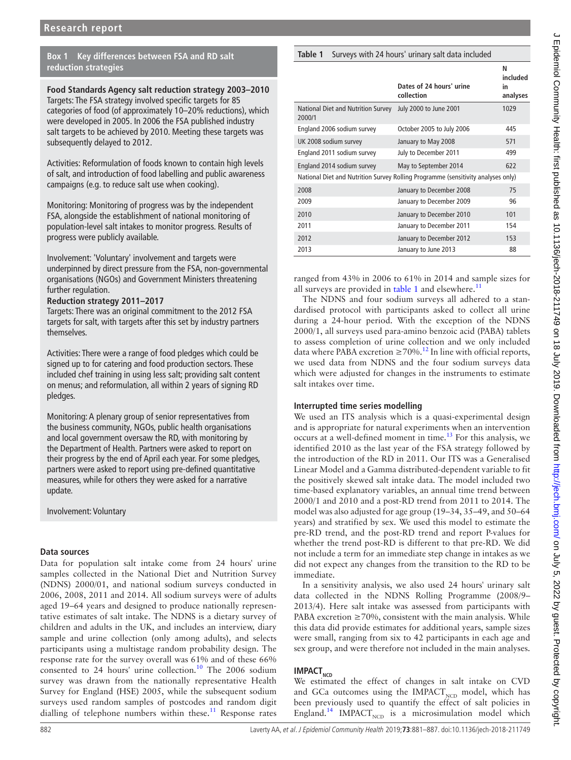**Box 1 Key differences between FSA and RD salt reduction strategies**

**Food Standards Agency salt reduction strategy 2003–2010**
Targets: The FSA strategy involved specific targets for 85 categories of food (of approximately 10–20% reductions), which were developed in 2005. In 2006 the FSA published industry salt targets to be achieved by 2010. Meeting these targets was subsequently delayed to 2012.

Activities: Reformulation of foods known to contain high levels of salt, and introduction of food labelling and public awareness campaigns (e.g. to reduce salt use when cooking).

Monitoring: Monitoring of progress was by the independent FSA, alongside the establishment of national monitoring of population-level salt intakes to monitor progress. Results of progress were publicly available.

Involvement: 'Voluntary' involvement and targets were underpinned by direct pressure from the FSA, non-governmental organisations (NGOs) and Government Ministers threatening further regulation.

**Reduction strategy 2011–2017**
Targets: There was an original commitment to the 2012 FSA targets for salt, with targets after this set by industry partners themselves.

Activities: There were a range of food pledges which could be signed up to for catering and food production sectors. These included chef training in using less salt; providing salt content on menus; and reformulation, all within 2 years of signing RD pledges.

Monitoring: A plenary group of senior representatives from the business community, NGOs, public health organisations and local government oversaw the RD, with monitoring by the Department of Health. Partners were asked to report on their progress by the end of April each year. For some pledges, partners were asked to report using pre-defined quantitative measures, while for others they were asked for a narrative update.

Involvement: Voluntary

## Data sources

Data for population salt intake come from 24 hours' urine samples collected in the National Diet and Nutrition Survey (NDNS) 2000/01, and national sodium surveys conducted in 2006, 2008, 2011 and 2014. All sodium surveys were of adults aged 19–64 years and designed to produce nationally representative estimates of salt intake. The NDNS is a dietary survey of children and adults in the UK, and includes an interview, diary sample and urine collection (only among adults), and selects participants using a multistage random probability design. The response rate for the survey overall was 61% and of these 66% consented to 24 hours' urine collection.[10] The 2006 sodium survey was drawn from the nationally representative Health Survey for England (HSE) 2005, while the subsequent sodium surveys used random samples of postcodes and random digit dialling of telephone numbers within these.[11] Response rates ranged from 43% in 2006 to 61% in 2014 and sample sizes for all surveys are provided in table 1 and elsewhere.[11]

**Table 1** Surveys with 24 hours' urinary salt data included

| | Dates of 24 hours' urine collection | N included in analyses |
|---|---|---|
| National Diet and Nutrition Survey 2000/1 | July 2000 to June 2001 | 1029 |
| England 2006 sodium survey | October 2005 to July 2006 | 445 |
| UK 2008 sodium survey | January to May 2008 | 571 |
| England 2011 sodium survey | July to December 2011 | 499 |
| England 2014 sodium survey | May to September 2014 | 622 |
| National Diet and Nutrition Survey Rolling Programme (sensitivity analyses only) | | |
| 2008 | January to December 2008 | 75 |
| 2009 | January to December 2009 | 96 |
| 2010 | January to December 2010 | 101 |
| 2011 | January to December 2011 | 154 |
| 2012 | January to December 2012 | 153 |
| 2013 | January to June 2013 | 88 |

The NDNS and four sodium surveys all adhered to a standardised protocol with participants asked to collect all urine during a 24-hour period. With the exception of the NDNS 2000/1, all surveys used para-amino benzoic acid (PABA) tablets to assess completion of urine collection and we only included data where PABA excretion ≥70%.[12] In line with official reports, we used data from NDNS and the four sodium surveys data which were adjusted for changes in the instruments to estimate salt intakes over time.

## Interrupted time series modelling

We used an ITS analysis which is a quasi-experimental design and is appropriate for natural experiments when an intervention occurs at a well-defined moment in time.[13] For this analysis, we identified 2010 as the last year of the FSA strategy followed by the introduction of the RD in 2011. Our ITS was a Generalised Linear Model and a Gamma distributed-dependent variable to fit the positively skewed salt intake data. The model included two time-based explanatory variables, an annual time trend between 2000/1 and 2010 and a post-RD trend from 2011 to 2014. The model was also adjusted for age group (19–34, 35–49, and 50–64 years) and stratified by sex. We used this model to estimate the pre-RD trend, and the post-RD trend and report P-values for whether the trend post-RD is different to that pre-RD. We did not include a term for an immediate step change in intakes as we did not expect any changes from the transition to the RD to be immediate.

In a sensitivity analysis, we also used 24 hours' urinary salt data collected in the NDNS Rolling Programme (2008/9–2013/4). Here salt intake was assessed from participants with PABA excretion ≥70%, consistent with the main analysis. While this data did provide estimates for additional years, sample sizes were small, ranging from six to 42 participants in each age and sex group, and were therefore not included in the main analyses.

## $IMPACT_{NCD}$

We estimated the effect of changes in salt intake on CVD and GCa outcomes using the $IMPACT_{NCD}$ model, which has been previously used to quantify the effect of salt policies in England.[14] $IMPACT_{NCD}$ is a microsimulation model which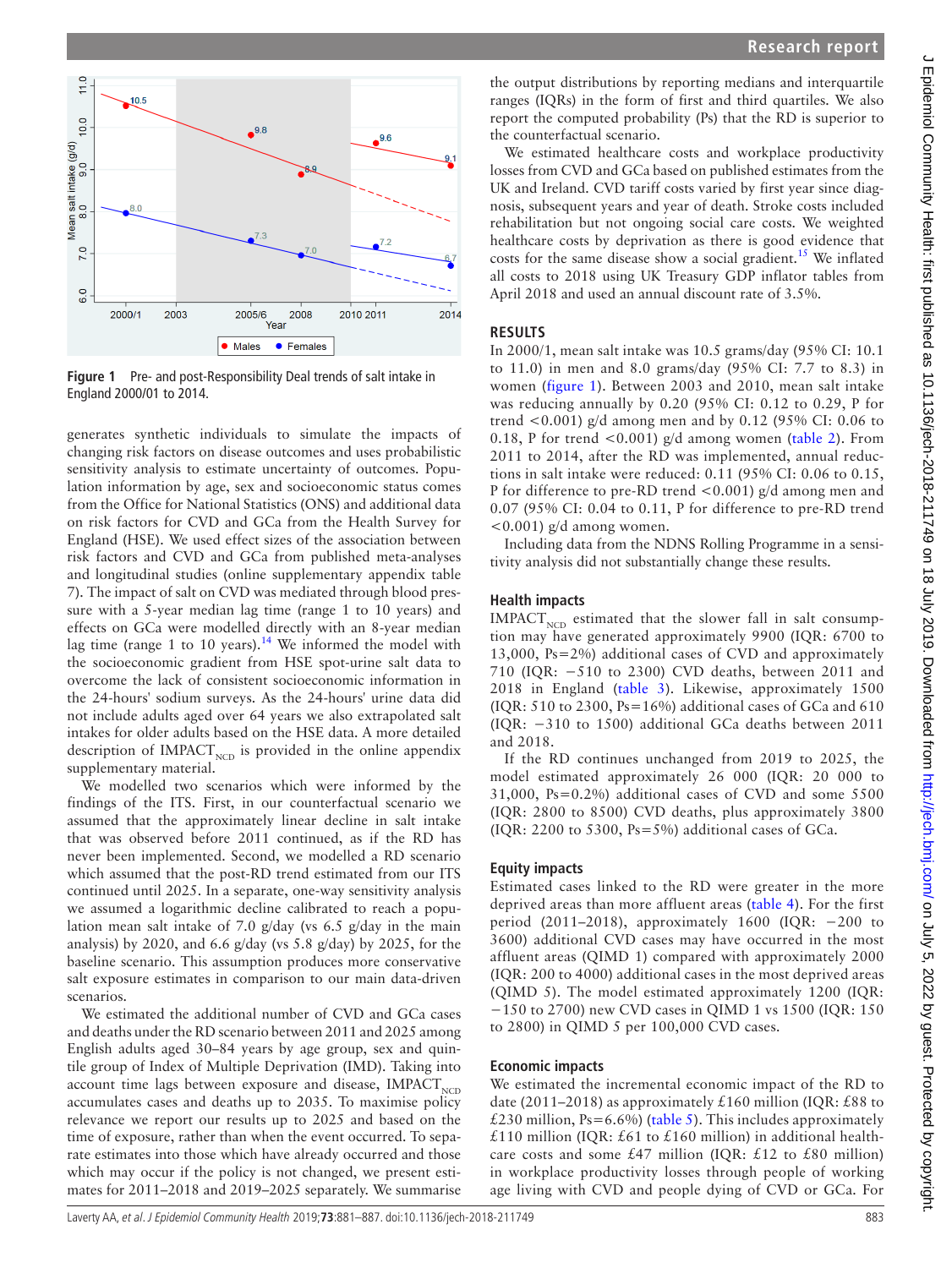Figure 1 Pre- and post-Responsibility Deal trends of salt intake in England 2000/01 to 2014.

generates synthetic individuals to simulate the impacts of changing risk factors on disease outcomes and uses probabilistic sensitivity analysis to estimate uncertainty of outcomes. Population information by age, sex and socioeconomic status comes from the Office for National Statistics (ONS) and additional data on risk factors for CVD and GCa from the Health Survey for England (HSE). We used effect sizes of the association between risk factors and CVD and GCa from published meta-analyses and longitudinal studies (online supplementary appendix table 7). The impact of salt on CVD was mediated through blood pressure with a 5-year median lag time (range 1 to 10 years) and effects on GCa were modelled directly with an 8-year median lag time (range 1 to 10 years).[14] We informed the model with the socioeconomic gradient from HSE spot-urine salt data to overcome the lack of consistent socioeconomic information in the 24-hours' sodium surveys. As the 24-hours' urine data did not include adults aged over 64 years we also extrapolated salt intakes for older adults based on the HSE data. A more detailed description of $IMPACT_{NCD}$ is provided in the online appendix supplementary material.

We modelled two scenarios which were informed by the findings of the ITS. First, in our counterfactual scenario we assumed that the approximately linear decline in salt intake that was observed before 2011 continued, as if the RD has never been implemented. Second, we modelled a RD scenario which assumed that the post-RD trend estimated from our ITS continued until 2025. In a separate, one-way sensitivity analysis we assumed a logarithmic decline calibrated to reach a population mean salt intake of 7.0 g/day (vs 6.5 g/day in the main analysis) by 2020, and 6.6 g/day (vs 5.8 g/day) by 2025, for the baseline scenario. This assumption produces more conservative salt exposure estimates in comparison to our main data-driven scenarios.

We estimated the additional number of CVD and GCa cases and deaths under the RD scenario between 2011 and 2025 among English adults aged 30–84 years by age group, sex and quintile group of Index of Multiple Deprivation (IMD). Taking into account time lags between exposure and disease, $IMPACT_{NCD}$ accumulates cases and deaths up to 2035. To maximise policy relevance we report our results up to 2025 and based on the time of exposure, rather than when the event occurred. To separate estimates into those which have already occurred and those which may occur if the policy is not changed, we present estimates for 2011–2018 and 2019–2025 separately. We summarise the output distributions by reporting medians and interquartile ranges (IQRs) in the form of first and third quartiles. We also report the computed probability (Ps) that the RD is superior to the counterfactual scenario.

We estimated healthcare costs and workplace productivity losses from CVD and GCa based on published estimates from the UK and Ireland. CVD tariff costs varied by first year since diagnosis, subsequent years and year of death. Stroke costs included rehabilitation but not ongoing social care costs. We weighted healthcare costs by deprivation as there is good evidence that costs for the same disease show a social gradient.[15] We inflated all costs to 2018 using UK Treasury GDP inflator tables from April 2018 and used an annual discount rate of 3.5%.

## RESULTS

In 2000/1, mean salt intake was 10.5 grams/day (95% CI: 10.1 to 11.0) in men and 8.0 grams/day (95% CI: 7.7 to 8.3) in women (figure 1). Between 2003 and 2010, mean salt intake was reducing annually by 0.20 (95% CI: 0.12 to 0.29, P for trend <0.001) g/d among men and by 0.12 (95% CI: 0.06 to 0.18, P for trend <0.001) g/d among women (table 2). From 2011 to 2014, after the RD was implemented, annual reductions in salt intake were reduced: 0.11 (95% CI: 0.06 to 0.15, P for difference to pre-RD trend <0.001) g/d among men and 0.07 (95% CI: 0.04 to 0.11, P for difference to pre-RD trend <0.001) g/d among women.

Including data from the NDNS Rolling Programme in a sensitivity analysis did not substantially change these results.

### Health impacts

$IMPACT_{NCD}$ estimated that the slower fall in salt consumption may have generated approximately 9900 (IQR: 6700 to 13,000, Ps=2%) additional cases of CVD and approximately 710 (IQR: −510 to 2300) CVD deaths, between 2011 and 2018 in England (table 3). Likewise, approximately 1500 (IQR: 510 to 2300, Ps=16%) additional cases of GCa and 610 (IQR: −310 to 1500) additional GCa deaths between 2011 and 2018.

If the RD continues unchanged from 2019 to 2025, the model estimated approximately 26 000 (IQR: 20 000 to 31,000, Ps=0.2%) additional cases of CVD and some 5500 (IQR: 2800 to 8500) CVD deaths, plus approximately 3800 (IQR: 2200 to 5300, Ps=5%) additional cases of GCa.

### Equity impacts

Estimated cases linked to the RD were greater in the more deprived areas than more affluent areas (table 4). For the first period (2011–2018), approximately 1600 (IQR: −200 to 3600) additional CVD cases may have occurred in the most affluent areas (QIMD 1) compared with approximately 2000 (IQR: 200 to 4000) additional cases in the most deprived areas (QIMD 5). The model estimated approximately 1200 (IQR: −150 to 2700) new CVD cases in QIMD 1 vs 1500 (IQR: 150 to 2800) in QIMD 5 per 100,000 CVD cases.

### Economic impacts

We estimated the incremental economic impact of the RD to date (2011–2018) as approximately £160 million (IQR: £88 to £230 million, Ps=6.6%) (table 5). This includes approximately £110 million (IQR: £61 to £160 million) in additional healthcare costs and some £47 million (IQR: £12 to £80 million) in workplace productivity losses through people of working age living with CVD and people dying of CVD or GCa. For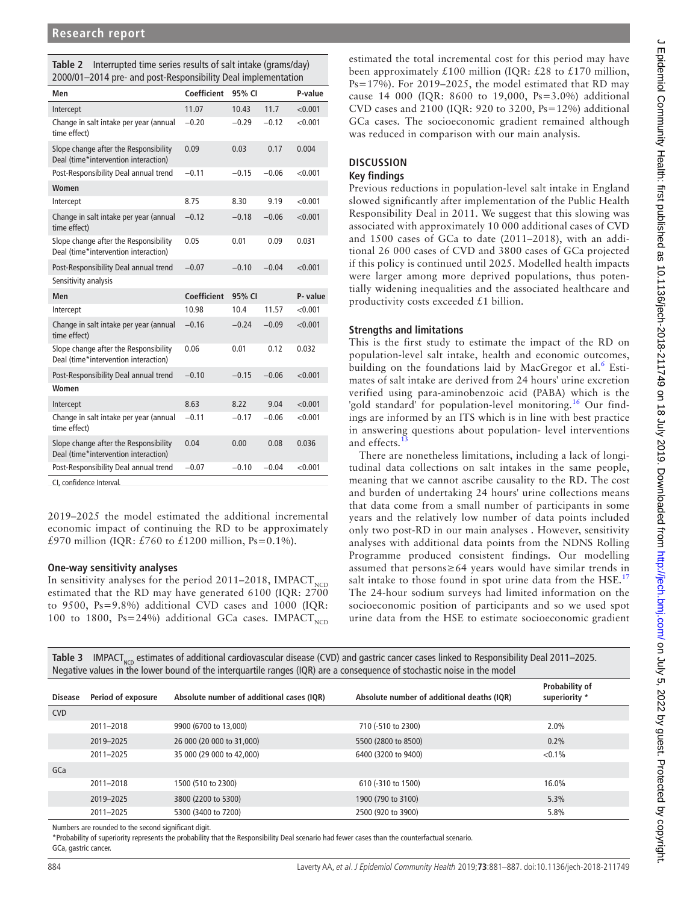**Table 2** Interrupted time series results of salt intake (grams/day) 2000/01–2014 pre- and post-Responsibility Deal implementation

| Men | Coefficient | 95% CI | | P-value |
|---|---|---|---|---|
| Intercept | 11.07 | 10.43 | 11.7 | <0.001 |
| Change in salt intake per year (annual time effect) | −0.20 | −0.29 | −0.12 | <0.001 |
| Slope change after the Responsibility Deal (time*intervention interaction) | 0.09 | 0.03 | 0.17 | 0.004 |
| Post-Responsibility Deal annual trend | −0.11 | −0.15 | −0.06 | <0.001 |
| **Women** | | | | |
| Intercept | 8.75 | 8.30 | 9.19 | <0.001 |
| Change in salt intake per year (annual time effect) | −0.12 | −0.18 | −0.06 | <0.001 |
| Slope change after the Responsibility Deal (time*intervention interaction) | 0.05 | 0.01 | 0.09 | 0.031 |
| Post-Responsibility Deal annual trend | −0.07 | −0.10 | −0.04 | <0.001 |
| Sensitivity analysis | | | | |
| **Men** | **Coefficient** | **95% CI** | | **P- value** |
| Intercept | 10.98 | 10.4 | 11.57 | <0.001 |
| Change in salt intake per year (annual time effect) | −0.16 | −0.24 | −0.09 | <0.001 |
| Slope change after the Responsibility Deal (time*intervention interaction) | 0.06 | 0.01 | 0.12 | 0.032 |
| Post-Responsibility Deal annual trend | −0.10 | −0.15 | −0.06 | <0.001 |
| **Women** | | | | |
| Intercept | 8.63 | 8.22 | 9.04 | <0.001 |
| Change in salt intake per year (annual time effect) | −0.11 | −0.17 | −0.06 | <0.001 |
| Slope change after the Responsibility Deal (time*intervention interaction) | 0.04 | 0.00 | 0.08 | 0.036 |
| Post-Responsibility Deal annual trend | −0.07 | −0.10 | −0.04 | <0.001 |

CI, confidence Interval.

2019–2025 the model estimated the additional incremental economic impact of continuing the RD to be approximately £970 million (IQR: £760 to £1200 million, Ps=0.1%).

### One-way sensitivity analyses

In sensitivity analyses for the period 2011–2018, $\text{IMPACT}_{\text{NCD}}$ estimated that the RD may have generated 6100 (IQR: 2700 to 9500, Ps=9.8%) additional CVD cases and 1000 (IQR: 100 to 1800, Ps=24%) additional GCa cases. $\text{IMPACT}_{\text{NCD}}$ estimated the total incremental cost for this period may have been approximately £100 million (IQR: £28 to £170 million, Ps=17%). For 2019–2025, the model estimated that RD may cause 14 000 (IQR: 8600 to 19,000, Ps=3.0%) additional CVD cases and 2100 (IQR: 920 to 3200, Ps=12%) additional GCa cases. The socioeconomic gradient remained although was reduced in comparison with our main analysis.

## DISCUSSION

### Key findings

Previous reductions in population-level salt intake in England slowed significantly after implementation of the Public Health Responsibility Deal in 2011. We suggest that this slowing was associated with approximately 10 000 additional cases of CVD and 1500 cases of GCa to date (2011–2018), with an additional 26 000 cases of CVD and 3800 cases of GCa projected if this policy is continued until 2025. Modelled health impacts were larger among more deprived populations, thus potentially widening inequalities and the associated healthcare and productivity costs exceeded £1 billion.

### Strengths and limitations

This is the first study to estimate the impact of the RD on population-level salt intake, health and economic outcomes, building on the foundations laid by MacGregor et al.[6] Estimates of salt intake are derived from 24 hours' urine excretion verified using para-aminobenzoic acid (PABA) which is the 'gold standard' for population-level monitoring.[16] Our findings are informed by an ITS which is in line with best practice in answering questions about population- level interventions and effects.[13]

There are nonetheless limitations, including a lack of longitudinal data collections on salt intakes in the same people, meaning that we cannot ascribe causality to the RD. The cost and burden of undertaking 24 hours' urine collections means that data come from a small number of participants in some years and the relatively low number of data points included only two post-RD in our main analyses . However, sensitivity analyses with additional data points from the NDNS Rolling Programme produced consistent findings. Our modelling assumed that persons≥64 years would have similar trends in salt intake to those found in spot urine data from the HSE.[17] The 24-hour sodium surveys had limited information on the socioeconomic position of participants and so we used spot urine data from the HSE to estimate socioeconomic gradient

**Table 3** $\text{IMPACT}_{\text{NCD}}$ estimates of additional cardiovascular disease (CVD) and gastric cancer cases linked to Responsibility Deal 2011–2025. Negative values in the lower bound of the interquartile ranges (IQR) are a consequence of stochastic noise in the model

| Disease | Period of exposure | Absolute number of additional cases (IQR) | Absolute number of additional deaths (IQR) | Probability of superiority * |
|---|---|---|---|---|
| CVD | | | | |
| | 2011–2018 | 9900 (6700 to 13,000) | 710 (-510 to 2300) | 2.0% |
| | 2019–2025 | 26 000 (20 000 to 31,000) | 5500 (2800 to 8500) | 0.2% |
| | 2011–2025 | 35 000 (29 000 to 42,000) | 6400 (3200 to 9400) | <0.1% |
| GCa | | | | |
| | 2011–2018 | 1500 (510 to 2300) | 610 (-310 to 1500) | 16.0% |
| | 2019–2025 | 3800 (2200 to 5300) | 1900 (790 to 3100) | 5.3% |
| | 2011–2025 | 5300 (3400 to 7200) | 2500 (920 to 3900) | 5.8% |

Numbers are rounded to the second significant digit.

*Probability of superiority represents the probability that the Responsibility Deal scenario had fewer cases than the counterfactual scenario.

GCa, gastric cancer.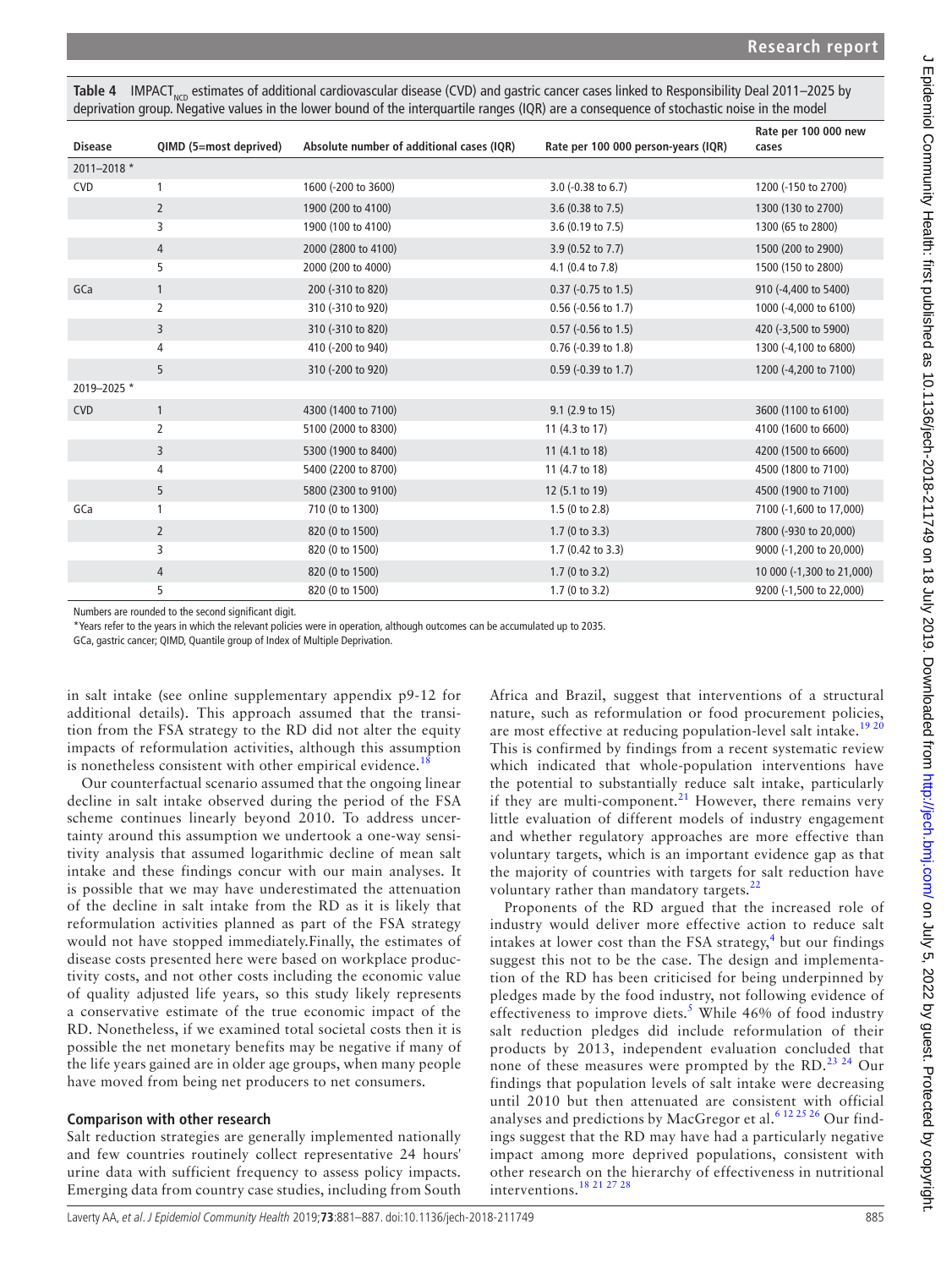**Table 4** IMPACT$_{NCD}$ estimates of additional cardiovascular disease (CVD) and gastric cancer cases linked to Responsibility Deal 2011–2025 by deprivation group. Negative values in the lower bound of the interquartile ranges (IQR) are a consequence of stochastic noise in the model

| Disease | QIMD (5=most deprived) | Absolute number of additional cases (IQR) | Rate per 100 000 person-years (IQR) | Rate per 100 000 new cases |
|---|---|---|---|---|
| 2011–2018 * | | | | |
| CVD | 1 | 1600 (-200 to 3600) | 3.0 (-0.38 to 6.7) | 1200 (-150 to 2700) |
| | 2 | 1900 (200 to 4100) | 3.6 (0.38 to 7.5) | 1300 (130 to 2700) |
| | 3 | 1900 (100 to 4100) | 3.6 (0.19 to 7.5) | 1300 (65 to 2800) |
| | 4 | 2000 (2800 to 4100) | 3.9 (0.52 to 7.7) | 1500 (200 to 2900) |
| | 5 | 2000 (200 to 4000) | 4.1 (0.4 to 7.8) | 1500 (150 to 2800) |
| GCa | 1 | 200 (-310 to 820) | 0.37 (-0.75 to 1.5) | 910 (-4,400 to 5400) |
| | 2 | 310 (-310 to 920) | 0.56 (-0.56 to 1.7) | 1000 (-4,000 to 6100) |
| | 3 | 310 (-310 to 820) | 0.57 (-0.56 to 1.5) | 420 (-3,500 to 5900) |
| | 4 | 410 (-200 to 940) | 0.76 (-0.39 to 1.8) | 1300 (-4,100 to 6800) |
| | 5 | 310 (-200 to 920) | 0.59 (-0.39 to 1.7) | 1200 (-4,200 to 7100) |
| 2019–2025 * | | | | |
| CVD | 1 | 4300 (1400 to 7100) | 9.1 (2.9 to 15) | 3600 (1100 to 6100) |
| | 2 | 5100 (2000 to 8300) | 11 (4.3 to 17) | 4100 (1600 to 6600) |
| | 3 | 5300 (1900 to 8400) | 11 (4.1 to 18) | 4200 (1500 to 6600) |
| | 4 | 5400 (2200 to 8700) | 11 (4.7 to 18) | 4500 (1800 to 7100) |
| | 5 | 5800 (2300 to 9100) | 12 (5.1 to 19) | 4500 (1900 to 7100) |
| GCa | 1 | 710 (0 to 1300) | 1.5 (0 to 2.8) | 7100 (-1,600 to 17,000) |
| | 2 | 820 (0 to 1500) | 1.7 (0 to 3.3) | 7800 (-930 to 20,000) |
| | 3 | 820 (0 to 1500) | 1.7 (0.42 to 3.3) | 9000 (-1,200 to 20,000) |
| | 4 | 820 (0 to 1500) | 1.7 (0 to 3.2) | 10 000 (-1,300 to 21,000) |
| | 5 | 820 (0 to 1500) | 1.7 (0 to 3.2) | 9200 (-1,500 to 22,000) |

Numbers are rounded to the second significant digit.

*Years refer to the years in which the relevant policies were in operation, although outcomes can be accumulated up to 2035.

GCa, gastric cancer; QIMD, Quantile group of Index of Multiple Deprivation.

in salt intake (see online supplementary appendix p9-12 for additional details). This approach assumed that the transition from the FSA strategy to the RD did not alter the equity impacts of reformulation activities, although this assumption is nonetheless consistent with other empirical evidence.[18]

Our counterfactual scenario assumed that the ongoing linear decline in salt intake observed during the period of the FSA scheme continues linearly beyond 2010. To address uncertainty around this assumption we undertook a one-way sensitivity analysis that assumed logarithmic decline of mean salt intake and these findings concur with our main analyses. It is possible that we may have underestimated the attenuation of the decline in salt intake from the RD as it is likely that reformulation activities planned as part of the FSA strategy would not have stopped immediately.Finally, the estimates of disease costs presented here were based on workplace productivity costs, and not other costs including the economic value of quality adjusted life years, so this study likely represents a conservative estimate of the true economic impact of the RD. Nonetheless, if we examined total societal costs then it is possible the net monetary benefits may be negative if many of the life years gained are in older age groups, when many people have moved from being net producers to net consumers.

### Comparison with other research

Salt reduction strategies are generally implemented nationally and few countries routinely collect representative 24 hours' urine data with sufficient frequency to assess policy impacts. Emerging data from country case studies, including from South Africa and Brazil, suggest that interventions of a structural nature, such as reformulation or food procurement policies, are most effective at reducing population-level salt intake.[19,20] This is confirmed by findings from a recent systematic review which indicated that whole-population interventions have the potential to substantially reduce salt intake, particularly if they are multi-component.[21] However, there remains very little evaluation of different models of industry engagement and whether regulatory approaches are more effective than voluntary targets, which is an important evidence gap as that the majority of countries with targets for salt reduction have voluntary rather than mandatory targets.[22]

Proponents of the RD argued that the increased role of industry would deliver more effective action to reduce salt intakes at lower cost than the FSA strategy,[4] but our findings suggest this not to be the case. The design and implementation of the RD has been criticised for being underpinned by pledges made by the food industry, not following evidence of effectiveness to improve diets.[5] While 46% of food industry salt reduction pledges did include reformulation of their products by 2013, independent evaluation concluded that none of these measures were prompted by the RD.[23,24] Our findings that population levels of salt intake were decreasing until 2010 but then attenuated are consistent with official analyses and predictions by MacGregor et al.[6,12,25,26] Our findings suggest that the RD may have had a particularly negative impact among more deprived populations, consistent with other research on the hierarchy of effectiveness in nutritional interventions.[18,21,27,28]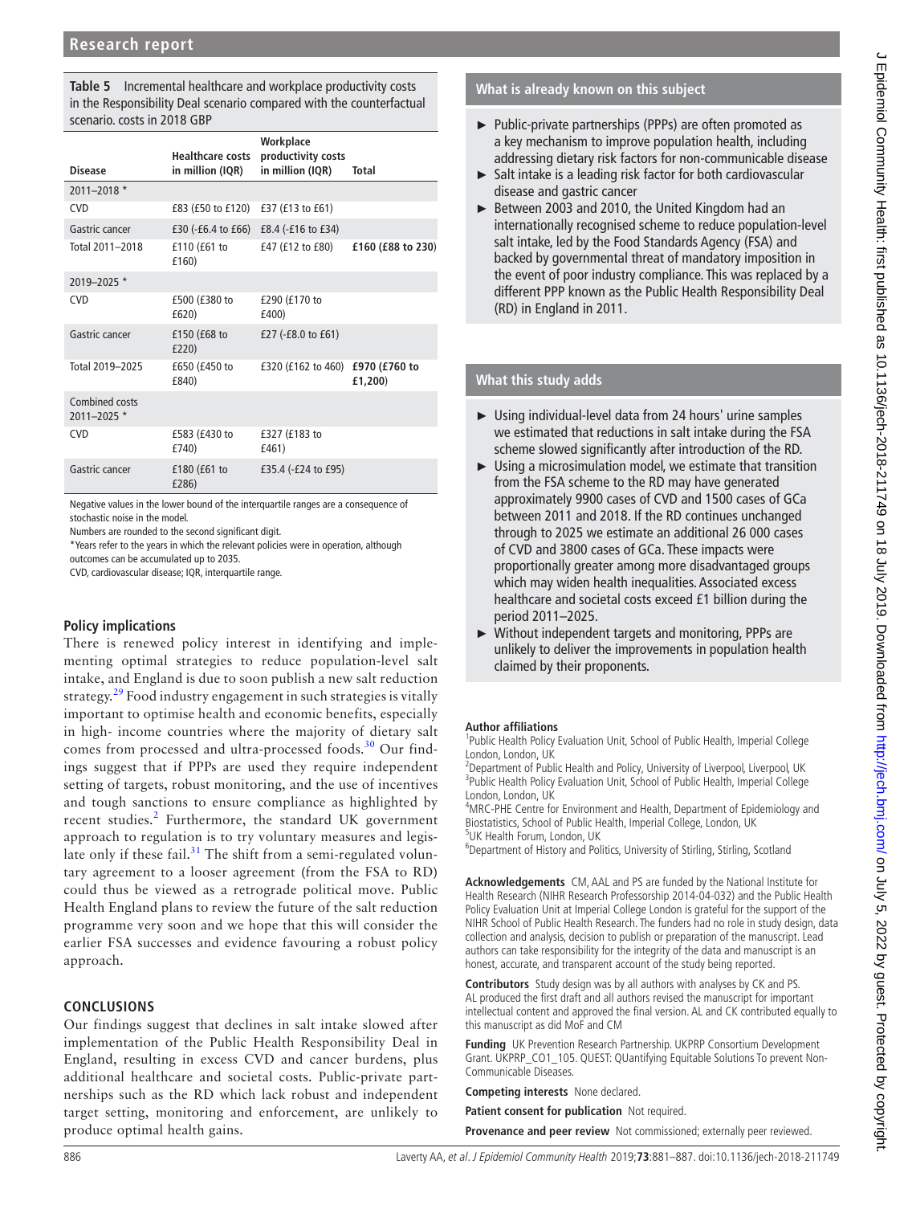**Table 5** Incremental healthcare and workplace productivity costs in the Responsibility Deal scenario compared with the counterfactual scenario. costs in 2018 GBP

| Disease | Healthcare costs in million (IQR) | Workplace productivity costs in million (IQR) | Total |
|---|---|---|---|
| 2011–2018 * | | | |
| CVD | £83 (£50 to £120) | £37 (£13 to £61) | |
| Gastric cancer | £30 (-£6.4 to £66) | £8.4 (-£16 to £34) | |
| Total 2011–2018 | £110 (£61 to £160) | £47 (£12 to £80) | **£160 (£88 to 230)** |
| 2019–2025 * | | | |
| CVD | £500 (£380 to £620) | £290 (£170 to £400) | |
| Gastric cancer | £150 (£68 to £220) | £27 (-£8.0 to £61) | |
| Total 2019–2025 | £650 (£450 to £840) | £320 (£162 to 460) | **£970 (£760 to £1,200)** |
| Combined costs 2011–2025 * | | | |
| CVD | £583 (£430 to £740) | £327 (£183 to £461) | |
| Gastric cancer | £180 (£61 to £286) | £35.4 (-£24 to £95) | |

Negative values in the lower bound of the interquartile ranges are a consequence of stochastic noise in the model.

Numbers are rounded to the second significant digit.

*Years refer to the years in which the relevant policies were in operation, although outcomes can be accumulated up to 2035.

CVD, cardiovascular disease; IQR, interquartile range.

### Policy implications

There is renewed policy interest in identifying and implementing optimal strategies to reduce population-level salt intake, and England is due to soon publish a new salt reduction strategy.[29] Food industry engagement in such strategies is vitally important to optimise health and economic benefits, especially in high- income countries where the majority of dietary salt comes from processed and ultra-processed foods.[30] Our findings suggest that if PPPs are used they require independent setting of targets, robust monitoring, and the use of incentives and tough sanctions to ensure compliance as highlighted by recent studies.[2] Furthermore, the standard UK government approach to regulation is to try voluntary measures and legislate only if these fail.[31] The shift from a semi-regulated voluntary agreement to a looser agreement (from the FSA to RD) could thus be viewed as a retrograde political move. Public Health England plans to review the future of the salt reduction programme very soon and we hope that this will consider the earlier FSA successes and evidence favouring a robust policy approach.

## CONCLUSIONS

Our findings suggest that declines in salt intake slowed after implementation of the Public Health Responsibility Deal in England, resulting in excess CVD and cancer burdens, plus additional healthcare and societal costs. Public-private partnerships such as the RD which lack robust and independent target setting, monitoring and enforcement, are unlikely to produce optimal health gains.

### What is already known on this subject

- Public-private partnerships (PPPs) are often promoted as a key mechanism to improve population health, including addressing dietary risk factors for non-communicable disease
- Salt intake is a leading risk factor for both cardiovascular disease and gastric cancer
- Between 2003 and 2010, the United Kingdom had an internationally recognised scheme to reduce population-level salt intake, led by the Food Standards Agency (FSA) and backed by governmental threat of mandatory imposition in the event of poor industry compliance. This was replaced by a different PPP known as the Public Health Responsibility Deal (RD) in England in 2011.

### What this study adds

- Using individual-level data from 24 hours' urine samples we estimated that reductions in salt intake during the FSA scheme slowed significantly after introduction of the RD.
- Using a microsimulation model, we estimate that transition from the FSA scheme to the RD may have generated approximately 9900 cases of CVD and 1500 cases of GCa between 2011 and 2018. If the RD continues unchanged through to 2025 we estimate an additional 26 000 cases of CVD and 3800 cases of GCa. These impacts were proportionally greater among more disadvantaged groups which may widen health inequalities. Associated excess healthcare and societal costs exceed £1 billion during the period 2011–2025.
- Without independent targets and monitoring, PPPs are unlikely to deliver the improvements in population health claimed by their proponents.

**Author affiliations**

[1]Public Health Policy Evaluation Unit, School of Public Health, Imperial College London, London, UK
[2]Department of Public Health and Policy, University of Liverpool, Liverpool, UK
[3]Public Health Policy Evaluation Unit, School of Public Health, Imperial College London, London, UK
[4]MRC-PHE Centre for Environment and Health, Department of Epidemiology and Biostatistics, School of Public Health, Imperial College, London, UK
[5]UK Health Forum, London, UK
[6]Department of History and Politics, University of Stirling, Stirling, Scotland

**Acknowledgements** CM, AAL and PS are funded by the National Institute for Health Research (NIHR Research Professorship 2014-04-032) and the Public Health Policy Evaluation Unit at Imperial College London is grateful for the support of the NIHR School of Public Health Research. The funders had no role in study design, data collection and analysis, decision to publish or preparation of the manuscript. Lead authors can take responsibility for the integrity of the data and manuscript is an honest, accurate, and transparent account of the study being reported.

**Contributors** Study design was by all authors with analyses by CK and PS. AL produced the first draft and all authors revised the manuscript for important intellectual content and approved the final version. AL and CK contributed equally to this manuscript as did MoF and CM

**Funding** UK Prevention Research Partnership. UKPRP Consortium Development Grant. UKPRP_CO1_105. QUEST: QUantifying Equitable Solutions To prevent Non-Communicable Diseases.

**Competing interests** None declared.

**Patient consent for publication** Not required.

**Provenance and peer review** Not commissioned; externally peer reviewed.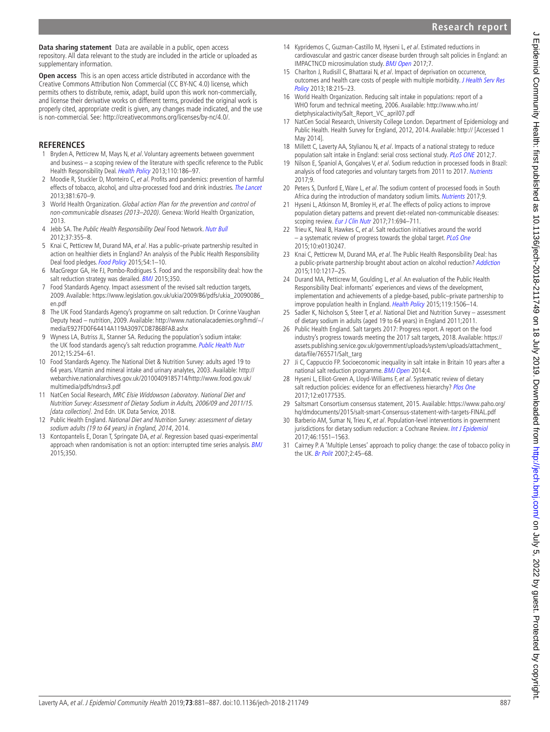**Data sharing statement** Data are available in a public, open access repository. All data relevant to the study are included in the article or uploaded as supplementary information.

**Open access** This is an open access article distributed in accordance with the Creative Commons Attribution Non Commercial (CC BY-NC 4.0) license, which permits others to distribute, remix, adapt, build upon this work non-commercially, and license their derivative works on different terms, provided the original work is properly cited, appropriate credit is given, any changes made indicated, and the use is non-commercial. See: http://creativecommons.org/licenses/by-nc/4.0/.

## REFERENCES

1. Bryden A, Petticrew M, Mays N, *et al*. Voluntary agreements between government and business – a scoping review of the literature with specific reference to the Public Health Responsibility Deal. *Health Policy* 2013;110:186–97.
2. Moodie R, Stuckler D, Monteiro C, *et al*. Profits and pandemics: prevention of harmful effects of tobacco, alcohol, and ultra-processed food and drink industries. *The Lancet* 2013;381:670–9.
3. World Health Organization. *Global action Plan for the prevention and control of non-communicable diseases (2013–2020)*. Geneva: World Health Organization, 2013.
4. Jebb SA. The *Public Health Responsibility Deal* Food Network. *Nutr Bull* 2012;37:355–8.
5. Knai C, Petticrew M, Durand MA, *et al*. Has a public–private partnership resulted in action on healthier diets in England? An analysis of the Public Health Responsibility Deal food pledges. *Food Policy* 2015;54:1–10.
6. MacGregor GA, He FJ, Pombo-Rodrigues S. Food and the responsibility deal: how the salt reduction strategy was derailed. *BMJ* 2015;350.
7. Food Standards Agency. Impact assessment of the revised salt reduction targets, 2009. Available: https://www.legislation.gov.uk/ukia/2009/86/pdfs/ukia_20090086_en.pdf
8. The UK Food Standards Agency's programme on salt reduction. Dr Corinne Vaughan Deputy head – nutrition, 2009. Available: http://www.nationalacademies.org/hmd/~/media/E927FD0F64414A119A3097CD8786BFAB.ashx
9. Wyness LA, Butriss JL, Stanner SA. Reducing the population's sodium intake: the UK food standards agency's salt reduction programme. *Public Health Nutr* 2012;15:254–61.
10. Food Standards Agency. The National Diet & Nutrition Survey: adults aged 19 to 64 years. Vitamin and mineral intake and urinary analytes, 2003. Available: http://webarchive.nationalarchives.gov.uk/20100409185714/http://www.food.gov.uk/multimedia/pdfs/ndnsv3.pdf
11. NatCen Social Research, *MRC Elsie Widdowson Laboratory*. *National Diet and Nutrition Survey: Assessment of Dietary Sodium in Adults, 2006/09 and 2011/15. [data collection]*. 2nd Edn. UK Data Service, 2018.
12. Public Health England. *National Diet and Nutrition Survey: assessment of dietary sodium adults (19 to 64 years) in England, 2014*, 2014.
13. Kontopantelis E, Doran T, Springate DA, *et al*. Regression based quasi-experimental approach when randomisation is not an option: interrupted time series analysis. *BMJ* 2015;350.
14. Kypridemos C, Guzman-Castillo M, Hyseni L, *et al*. Estimated reductions in cardiovascular and gastric cancer disease burden through salt policies in England: an IMPACTNCD microsimulation study. *BMJ Open* 2017;7.
15. Charlton J, Rudisill C, Bhattarai N, *et al*. Impact of deprivation on occurrence, outcomes and health care costs of people with multiple morbidity. *J Health Serv Res Policy* 2013;18:215–23.
16. World Health Organization. Reducing salt intake in populations: report of a WHO forum and technical meeting, 2006. Available: http://www.who.int/dietphysicalactivity/Salt_Report_VC_april07.pdf
17. NatCen Social Research, University College London. Department of Epidemiology and Public Health. Health Survey for England, 2012, 2014. Available: http:// [Accessed 1 May 2014].
18. Millett C, Laverty AA, Stylianou N, *et al*. Impacts of a national strategy to reduce population salt intake in England: serial cross sectional study. *PLoS ONE* 2012;7.
19. Nilson E, Spaniol A, Gonçalves V, *et al*. Sodium reduction in processed foods in Brazil: analysis of food categories and voluntary targets from 2011 to 2017. *Nutrients* 2017;9.
20. Peters S, Dunford E, Ware L, *et al*. The sodium content of processed foods in South Africa during the introduction of mandatory sodium limits. *Nutrients* 2017;9.
21. Hyseni L, Atkinson M, Bromley H, *et al*. The effects of policy actions to improve population dietary patterns and prevent diet-related non-communicable diseases: scoping review. *Eur J Clin Nutr* 2017;71:694–711.
22. Trieu K, Neal B, Hawkes C, *et al*. Salt reduction initiatives around the world – a systematic review of progress towards the global target. *PLoS One* 2015;10:e0130247.
23. Knai C, Petticrew M, Durand MA, *et al*. The Public Health Responsibility Deal: has a public-private partnership brought about action on alcohol reduction? *Addiction* 2015;110:1217–25.
24. Durand MA, Petticrew M, Goulding L, *et al*. An evaluation of the Public Health Responsibility Deal: informants' experiences and views of the development, implementation and achievements of a pledge-based, public–private partnership to improve population health in England. *Health Policy* 2015;119:1506–14.
25. Sadler K, Nicholson S, Steer T, *et al*. National Diet and Nutrition Survey – assessment of dietary sodium in adults (aged 19 to 64 years) in England 2011;2011.
26. Public Health England. Salt targets 2017: Progress report. A report on the food industry's progress towards meeting the 2017 salt targets, 2018. Available: https://assets.publishing.service.gov.uk/government/uploads/system/uploads/attachment_data/file/765571/Salt_targ
27. Ji C, Cappuccio FP. Socioeconomic inequality in salt intake in Britain 10 years after a national salt reduction programme. *BMJ Open* 2014;4.
28. Hyseni L, Elliot-Green A, Lloyd-Williams F, *et al*. Systematic review of dietary salt reduction policies: evidence for an effectiveness hierarchy? *Plos One* 2017;12:e0177535.
29. Saltsmart Consortium consensus statement, 2015. Available: https://www.paho.org/hq/dmdocuments/2015/salt-smart-Consensus-statement-with-targets-FINAL.pdf
30. Barberio AM, Sumar N, Trieu K, *et al*. Population-level interventions in government jurisdictions for dietary sodium reduction: a Cochrane Review. *Int J Epidemiol* 2017;46:1551–1563.
31. Cairney P. A 'Multiple Lenses' approach to policy change: the case of tobacco policy in the UK. *Br Polit* 2007;2:45–68.